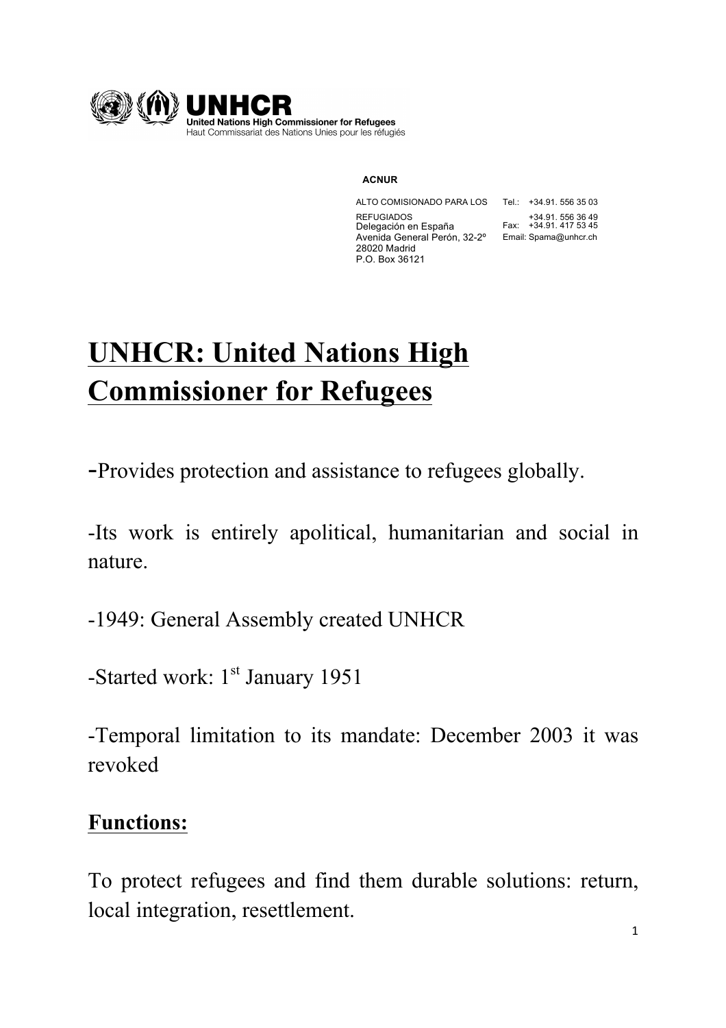**UNHCR**
United Nations High Commissioner for Refugees
Haut Commissariat des Nations Unies pour les réfugiés

**ACNUR**

ALTO COMISIONADO PARA LOS REFUGIADOS
Delegación en España
Avenida General Perón, 32-2º
28020 Madrid
P.O. Box 36121

Tel.: +34.91. 556 35 03
+34.91. 556 36 49
Fax: +34.91. 417 53 45
Email: Spama@unhcr.ch

# UNHCR: United Nations High Commissioner for Refugees

-Provides protection and assistance to refugees globally.

-Its work is entirely apolitical, humanitarian and social in nature.

-1949: General Assembly created UNHCR

-Started work: 1st January 1951

-Temporal limitation to its mandate: December 2003 it was revoked

## Functions:

To protect refugees and find them durable solutions: return, local integration, resettlement.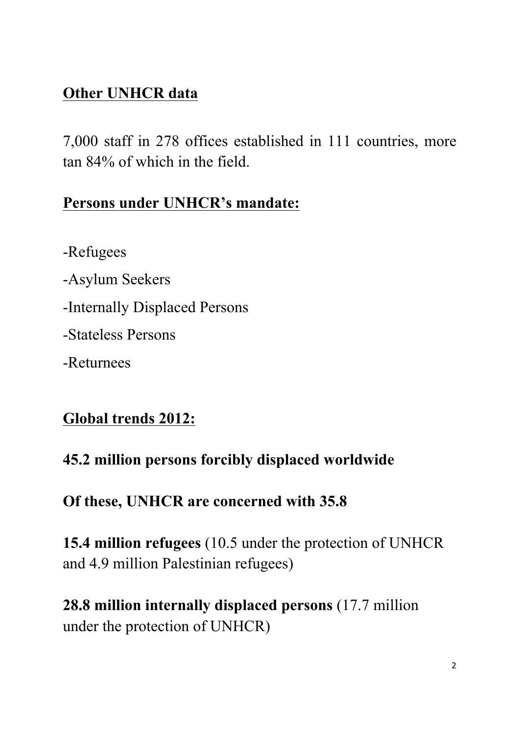## Other UNHCR data

7,000 staff in 278 offices established in 111 countries, more tan 84% of which in the field.

## Persons under UNHCR's mandate:

-Refugees

-Asylum Seekers

-Internally Displaced Persons

-Stateless Persons

-Returnees

## Global trends 2012:

**45.2 million persons forcibly displaced worldwide**

**Of these, UNHCR are concerned with 35.8**

**15.4 million refugees** (10.5 under the protection of UNHCR and 4.9 million Palestinian refugees)

**28.8 million internally displaced persons** (17.7 million under the protection of UNHCR)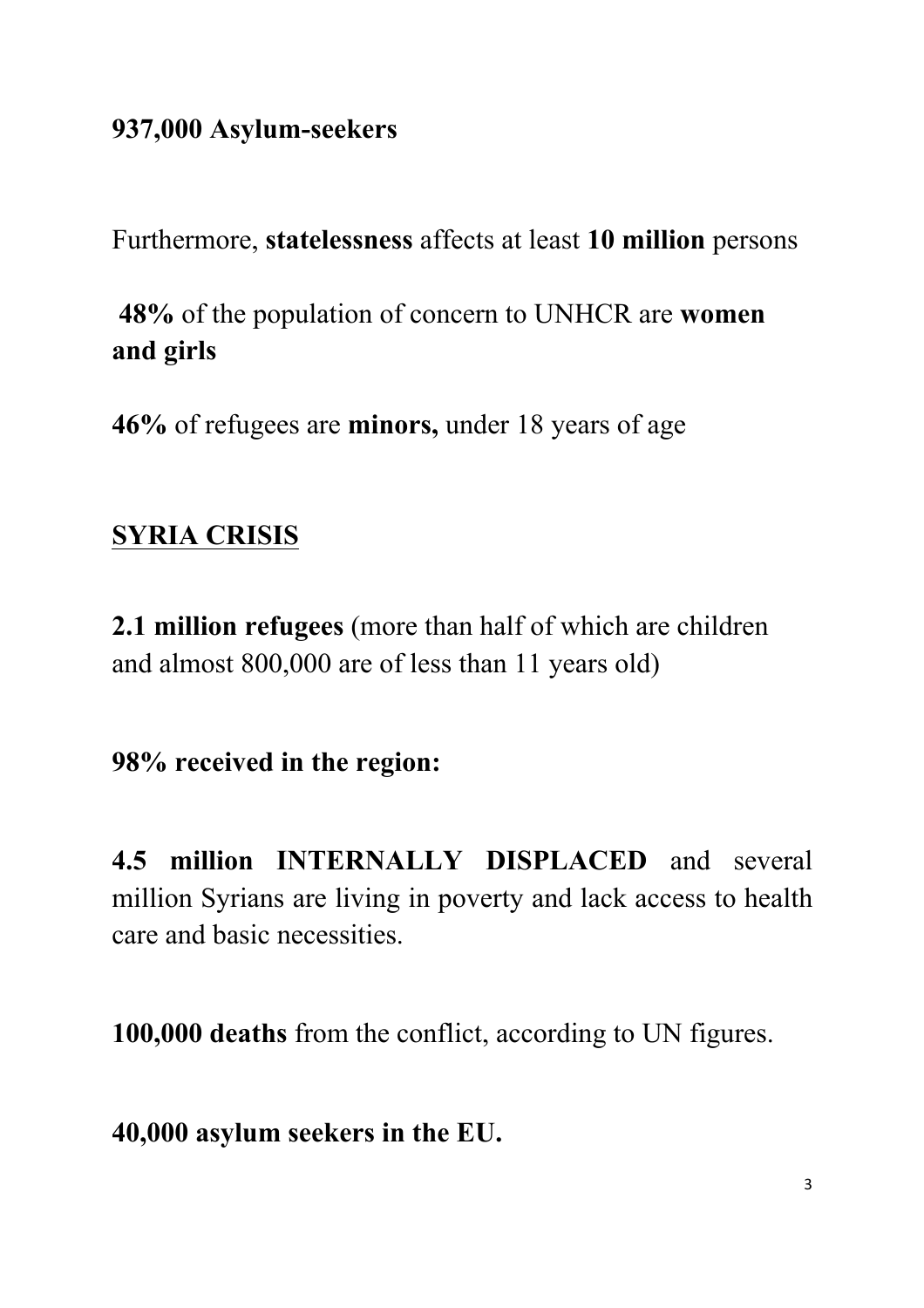**937,000 Asylum-seekers**

Furthermore, **statelessness** affects at least **10 million** persons

**48%** of the population of concern to UNHCR are **women and girls**

**46%** of refugees are **minors,** under 18 years of age

## <u>SYRIA CRISIS</u>

**2.1 million refugees** (more than half of which are children and almost 800,000 are of less than 11 years old)

**98% received in the region:**

**4.5 million INTERNALLY DISPLACED** and several million Syrians are living in poverty and lack access to health care and basic necessities.

**100,000 deaths** from the conflict, according to UN figures.

**40,000 asylum seekers in the EU.**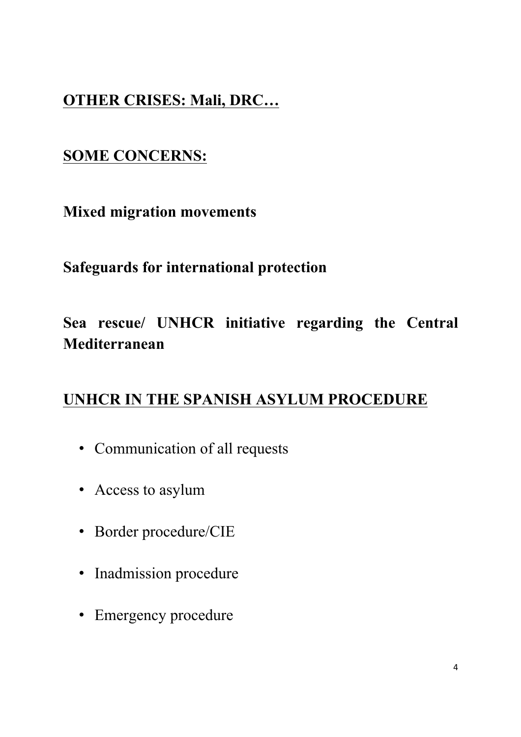## OTHER CRISES: Mali, DRC…

## SOME CONCERNS:

**Mixed migration movements**

**Safeguards for international protection**

**Sea rescue/ UNHCR initiative regarding the Central Mediterranean**

## UNHCR IN THE SPANISH ASYLUM PROCEDURE

- Communication of all requests
- Access to asylum
- Border procedure/CIE
- Inadmission procedure
- Emergency procedure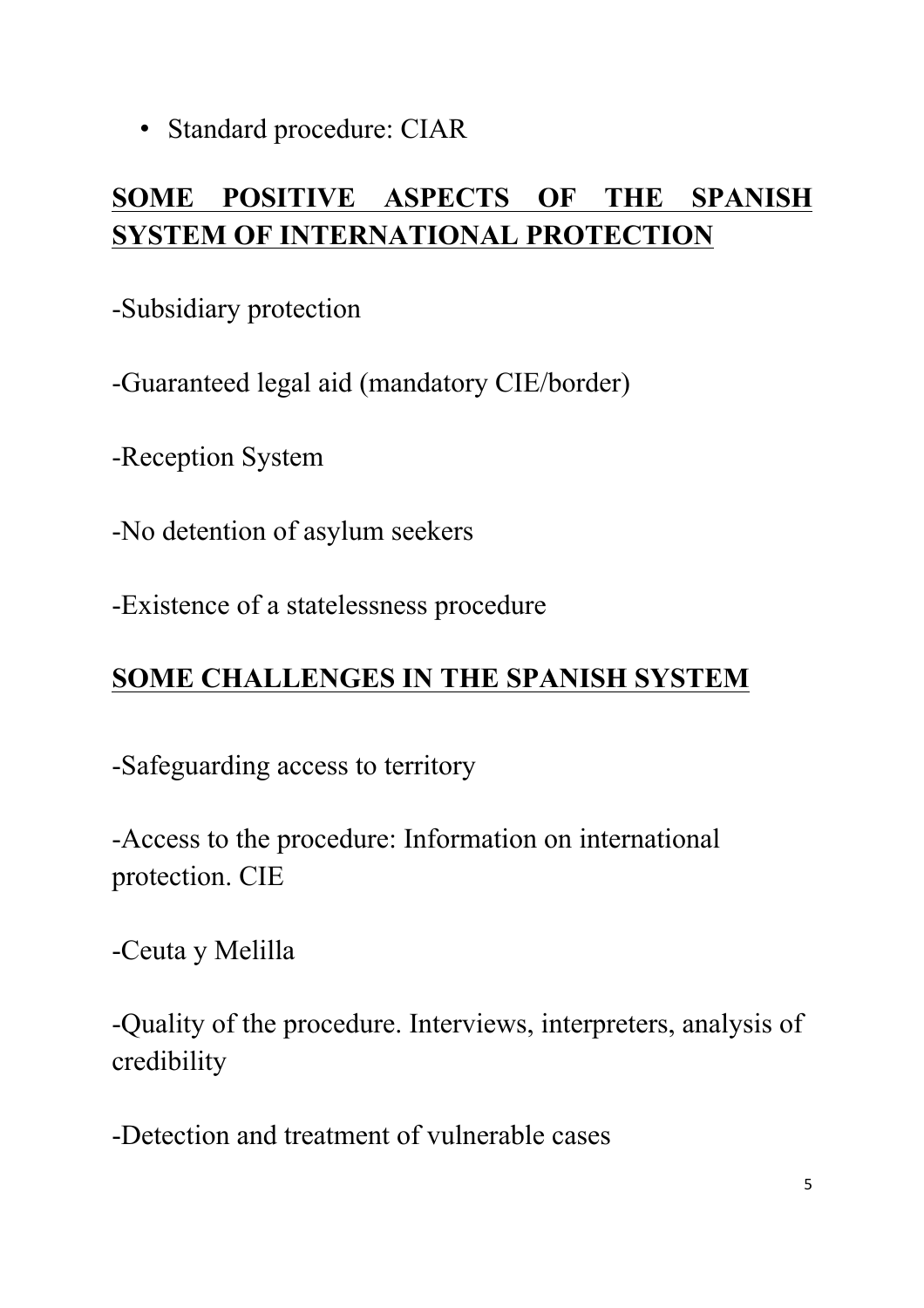- Standard procedure: CIAR

## SOME POSITIVE ASPECTS OF THE SPANISH SYSTEM OF INTERNATIONAL PROTECTION

-Subsidiary protection

-Guaranteed legal aid (mandatory CIE/border)

-Reception System

-No detention of asylum seekers

-Existence of a statelessness procedure

## SOME CHALLENGES IN THE SPANISH SYSTEM

-Safeguarding access to territory

-Access to the procedure: Information on international protection. CIE

-Ceuta y Melilla

-Quality of the procedure. Interviews, interpreters, analysis of credibility

-Detection and treatment of vulnerable cases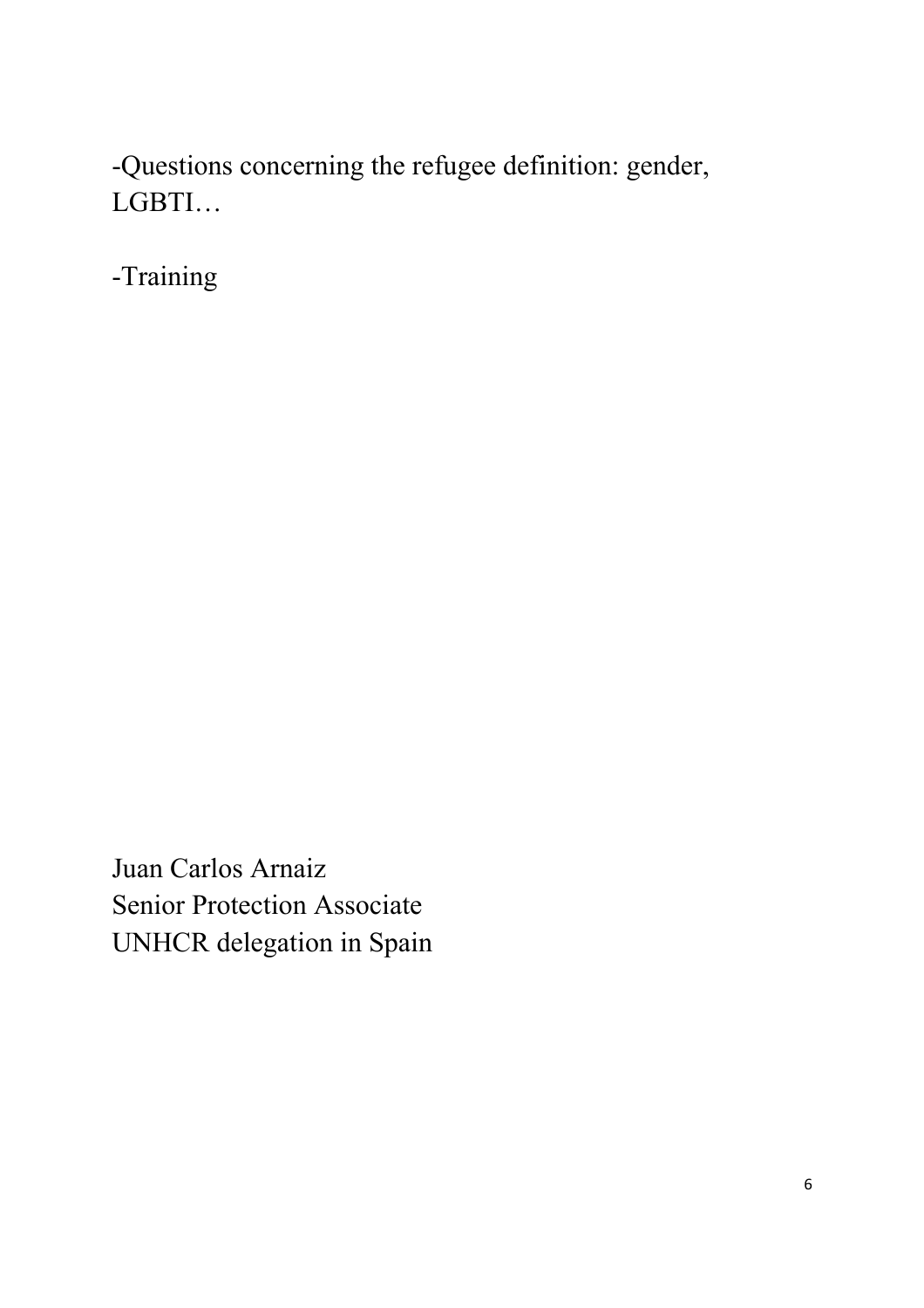-Questions concerning the refugee definition: gender, LGBTI…

-Training

Juan Carlos Arnaiz
Senior Protection Associate
UNHCR delegation in Spain